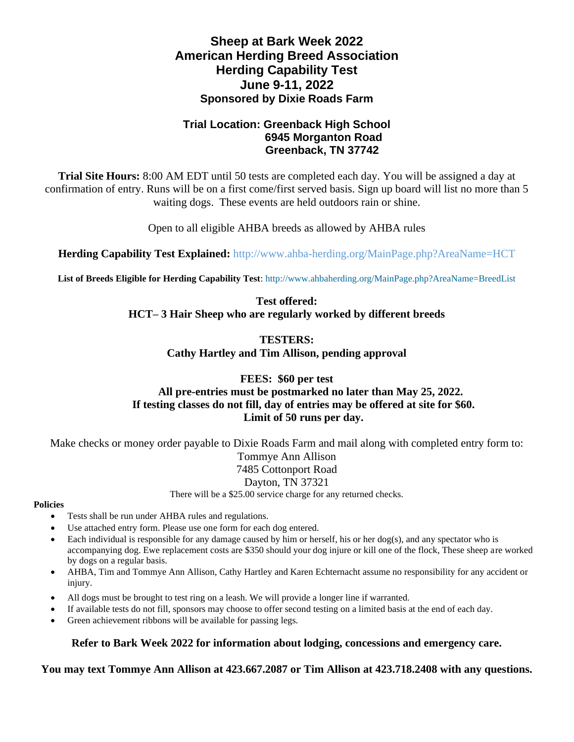# Sheep at Bark Week 2022
# American Herding Breed Association
# Herding Capability Test
# June 9-11, 2022
### Sponsored by Dixie Roads Farm

**Trial Location: Greenback High School**
**6945 Morganton Road**
**Greenback, TN 37742**

**Trial Site Hours:** 8:00 AM EDT until 50 tests are completed each day. You will be assigned a day at confirmation of entry. Runs will be on a first come/first served basis. Sign up board will list no more than 5 waiting dogs. These events are held outdoors rain or shine.

Open to all eligible AHBA breeds as allowed by AHBA rules

**Herding Capability Test Explained:** http://www.ahba-herding.org/MainPage.php?AreaName=HCT

**List of Breeds Eligible for Herding Capability Test**: http://www.ahbaherding.org/MainPage.php?AreaName=BreedList

**Test offered:**
**HCT– 3 Hair Sheep who are regularly worked by different breeds**

**TESTERS:**
**Cathy Hartley and Tim Allison, pending approval**

**FEES: $60 per test**
**All pre-entries must be postmarked no later than May 25, 2022.**
**If testing classes do not fill, day of entries may be offered at site for $60.**
**Limit of 50 runs per day.**

Make checks or money order payable to Dixie Roads Farm and mail along with completed entry form to:
Tommye Ann Allison
7485 Cottonport Road
Dayton, TN 37321
There will be a $25.00 service charge for any returned checks.

**Policies**

- Tests shall be run under AHBA rules and regulations.
- Use attached entry form. Please use one form for each dog entered.
- Each individual is responsible for any damage caused by him or herself, his or her dog(s), and any spectator who is accompanying dog. Ewe replacement costs are $350 should your dog injure or kill one of the flock, These sheep are worked by dogs on a regular basis.
- AHBA, Tim and Tommye Ann Allison, Cathy Hartley and Karen Echternacht assume no responsibility for any accident or injury.
- All dogs must be brought to test ring on a leash. We will provide a longer line if warranted.
- If available tests do not fill, sponsors may choose to offer second testing on a limited basis at the end of each day.
- Green achievement ribbons will be available for passing legs.

**Refer to Bark Week 2022 for information about lodging, concessions and emergency care.**

**You may text Tommye Ann Allison at 423.667.2087 or Tim Allison at 423.718.2408 with any questions.**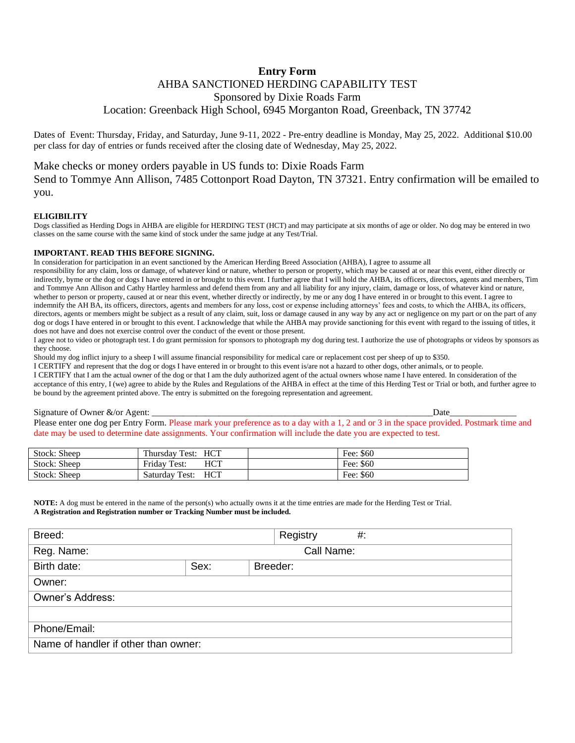# Entry Form

AHBA SANCTIONED HERDING CAPABILITY TEST

Sponsored by Dixie Roads Farm

Location: Greenback High School, 6945 Morganton Road, Greenback, TN 37742

Dates of Event: Thursday, Friday, and Saturday, June 9-11, 2022 - Pre-entry deadline is Monday, May 25, 2022. Additional $10.00 per class for day of entries or funds received after the closing date of Wednesday, May 25, 2022.

Make checks or money orders payable in US funds to: Dixie Roads Farm

Send to Tommye Ann Allison, 7485 Cottonport Road Dayton, TN 37321. Entry confirmation will be emailed to you.

**ELIGIBILITY**

Dogs classified as Herding Dogs in AHBA are eligible for HERDING TEST (HCT) and may participate at six months of age or older. No dog may be entered in two classes on the same course with the same kind of stock under the same judge at any Test/Trial.

**IMPORTANT. READ THIS BEFORE SIGNING.**

In consideration for participation in an event sanctioned by the American Herding Breed Association (AHBA), I agree to assume all responsibility for any claim, loss or damage, of whatever kind or nature, whether to person or property, which may be caused at or near this event, either directly or indirectly, byme or the dog or dogs I have entered in or brought to this event. I further agree that I will hold the AHBA, its officers, directors, agents and members, Tim and Tommye Ann Allison and Cathy Hartley harmless and defend them from any and all liability for any injury, claim, damage or loss, of whatever kind or nature, whether to person or property, caused at or near this event, whether directly or indirectly, by me or any dog I have entered in or brought to this event. I agree to indemnify the AH BA, its officers, directors, agents and members for any loss, cost or expense including attorneys' fees and costs, to which the AHBA, its officers, directors, agents or members might be subject as a result of any claim, suit, loss or damage caused in any way by any act or negligence on my part or on the part of any dog or dogs I have entered in or brought to this event. I acknowledge that while the AHBA may provide sanctioning for this event with regard to the issuing of titles, it does not have and does not exercise control over the conduct of the event or those present.

I agree not to video or photograph test. I do grant permission for sponsors to photograph my dog during test. I authorize the use of photographs or videos by sponsors as they choose.

Should my dog inflict injury to a sheep I will assume financial responsibility for medical care or replacement cost per sheep of up to $350.

I CERTIFY and represent that the dog or dogs I have entered in or brought to this event is/are not a hazard to other dogs, other animals, or to people.

I CERTIFY that I am the actual owner of the dog or that I am the duly authorized agent of the actual owners whose name I have entered. In consideration of the acceptance of this entry, I (we) agree to abide by the Rules and Regulations of the AHBA in effect at the time of this Herding Test or Trial or both, and further agree to be bound by the agreement printed above. The entry is submitted on the foregoing representation and agreement.

Signature of Owner &/or Agent: ______________________________________________ Date______________

Please enter one dog per Entry Form. Please mark your preference as to a day with a 1, 2 and or 3 in the space provided. Postmark time and date may be used to determine date assignments. Your confirmation will include the date you are expected to test.

| | | | |
|---|---|---|---|
| Stock: Sheep | Thursday Test: HCT | | Fee: $60 |
| Stock: Sheep | Friday Test: HCT | | Fee: $60 |
| Stock: Sheep | Saturday Test: HCT | | Fee: $60 |

**NOTE:** A dog must be entered in the name of the person(s) who actually owns it at the time entries are made for the Herding Test or Trial.
**A Registration and Registration number or Tracking Number must be included.**

| | | |
|---|---|---|
| Breed: | | Registry #: |
| Reg. Name: | | Call Name: |
| Birth date: | Sex: | Breeder: |
| Owner: | | |
| Owner's Address: | | |
| | | |
| Phone/Email: | | |
| Name of handler if other than owner: | | |